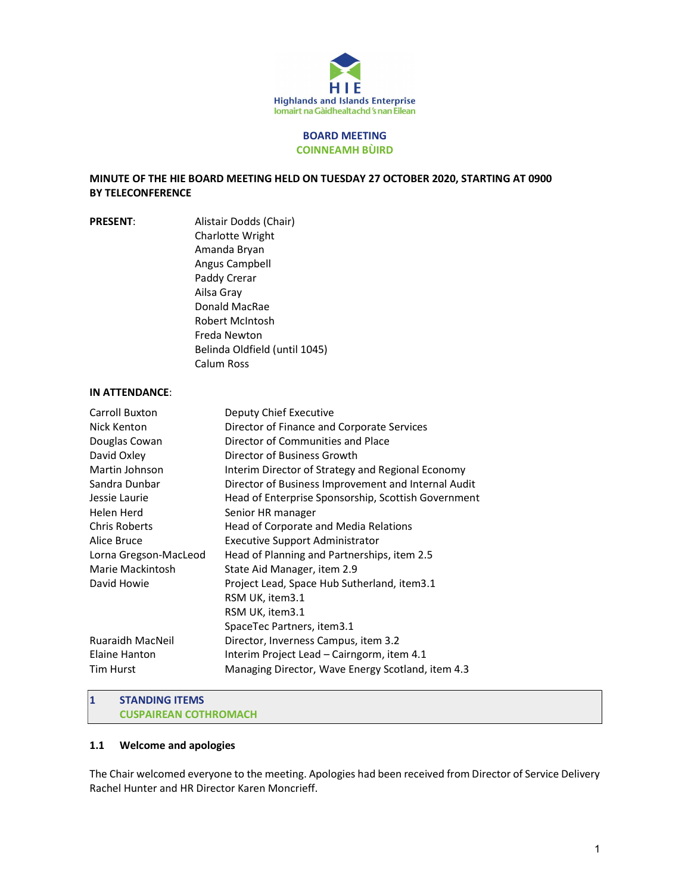HIE
Highlands and Islands Enterprise
Iomairt na Gàidhealtachd 's nan Eilean

**BOARD MEETING**
**COINNEAMH BÙIRD**

**MINUTE OF THE HIE BOARD MEETING HELD ON TUESDAY 27 OCTOBER 2020, STARTING AT 0900 BY TELECONFERENCE**

**PRESENT**:

Alistair Dodds (Chair)
Charlotte Wright
Amanda Bryan
Angus Campbell
Paddy Crerar
Ailsa Gray
Donald MacRae
Robert McIntosh
Freda Newton
Belinda Oldfield (until 1045)
Calum Ross

**IN ATTENDANCE**:

| | |
|---|---|
| Carroll Buxton | Deputy Chief Executive |
| Nick Kenton | Director of Finance and Corporate Services |
| Douglas Cowan | Director of Communities and Place |
| David Oxley | Director of Business Growth |
| Martin Johnson | Interim Director of Strategy and Regional Economy |
| Sandra Dunbar | Director of Business Improvement and Internal Audit |
| Jessie Laurie | Head of Enterprise Sponsorship, Scottish Government |
| Helen Herd | Senior HR manager |
| Chris Roberts | Head of Corporate and Media Relations |
| Alice Bruce | Executive Support Administrator |
| Lorna Gregson-MacLeod | Head of Planning and Partnerships, item 2.5 |
| Marie Mackintosh | State Aid Manager, item 2.9 |
| David Howie | Project Lead, Space Hub Sutherland, item3.1 |
| | RSM UK, item3.1 |
| | RSM UK, item3.1 |
| | SpaceTec Partners, item3.1 |
| Ruaraidh MacNeil | Director, Inverness Campus, item 3.2 |
| Elaine Hanton | Interim Project Lead – Cairngorm, item 4.1 |
| Tim Hurst | Managing Director, Wave Energy Scotland, item 4.3 |

## 1 STANDING ITEMS
## CUSPAIREAN COTHROMACH

### 1.1 Welcome and apologies

The Chair welcomed everyone to the meeting. Apologies had been received from Director of Service Delivery Rachel Hunter and HR Director Karen Moncrieff.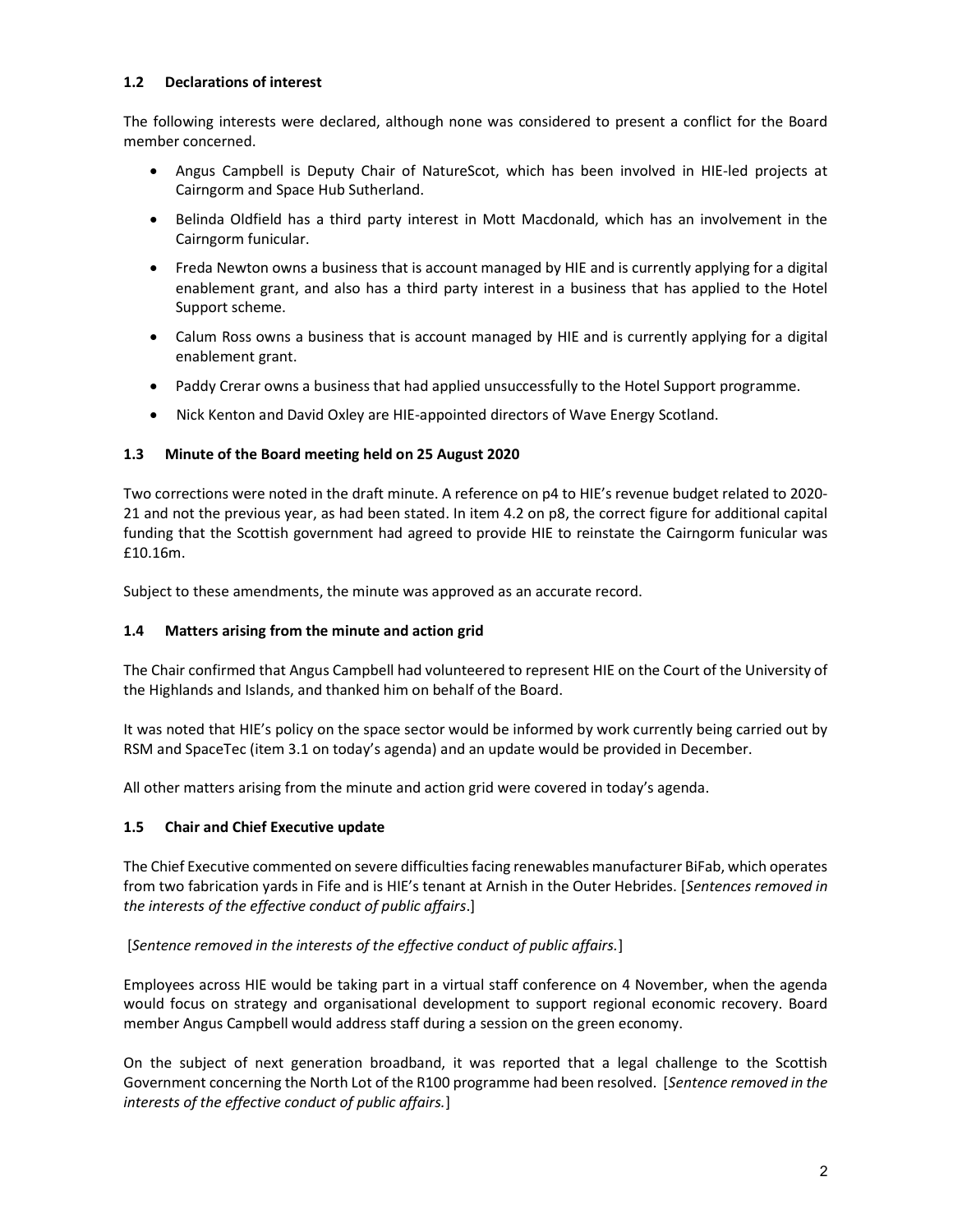### 1.2 Declarations of interest

The following interests were declared, although none was considered to present a conflict for the Board member concerned.

- Angus Campbell is Deputy Chair of NatureScot, which has been involved in HIE-led projects at Cairngorm and Space Hub Sutherland.
- Belinda Oldfield has a third party interest in Mott Macdonald, which has an involvement in the Cairngorm funicular.
- Freda Newton owns a business that is account managed by HIE and is currently applying for a digital enablement grant, and also has a third party interest in a business that has applied to the Hotel Support scheme.
- Calum Ross owns a business that is account managed by HIE and is currently applying for a digital enablement grant.
- Paddy Crerar owns a business that had applied unsuccessfully to the Hotel Support programme.
- Nick Kenton and David Oxley are HIE-appointed directors of Wave Energy Scotland.

### 1.3 Minute of the Board meeting held on 25 August 2020

Two corrections were noted in the draft minute. A reference on p4 to HIE's revenue budget related to 2020-21 and not the previous year, as had been stated. In item 4.2 on p8, the correct figure for additional capital funding that the Scottish government had agreed to provide HIE to reinstate the Cairngorm funicular was £10.16m.

Subject to these amendments, the minute was approved as an accurate record.

### 1.4 Matters arising from the minute and action grid

The Chair confirmed that Angus Campbell had volunteered to represent HIE on the Court of the University of the Highlands and Islands, and thanked him on behalf of the Board.

It was noted that HIE's policy on the space sector would be informed by work currently being carried out by RSM and SpaceTec (item 3.1 on today's agenda) and an update would be provided in December.

All other matters arising from the minute and action grid were covered in today's agenda.

### 1.5 Chair and Chief Executive update

The Chief Executive commented on severe difficulties facing renewables manufacturer BiFab, which operates from two fabrication yards in Fife and is HIE's tenant at Arnish in the Outer Hebrides. [*Sentences removed in the interests of the effective conduct of public affairs*.]

[*Sentence removed in the interests of the effective conduct of public affairs.*]

Employees across HIE would be taking part in a virtual staff conference on 4 November, when the agenda would focus on strategy and organisational development to support regional economic recovery. Board member Angus Campbell would address staff during a session on the green economy.

On the subject of next generation broadband, it was reported that a legal challenge to the Scottish Government concerning the North Lot of the R100 programme had been resolved. [*Sentence removed in the interests of the effective conduct of public affairs.*]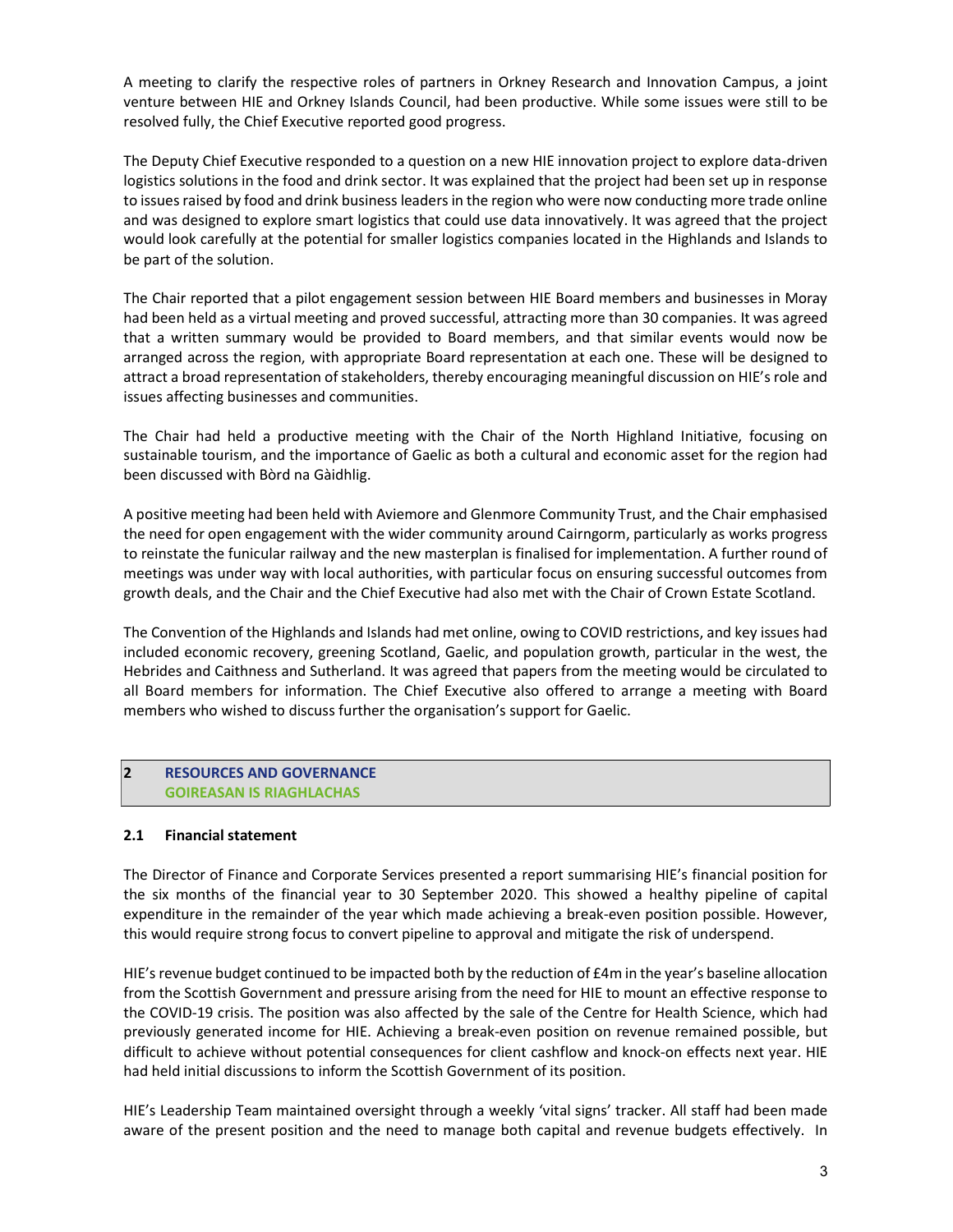A meeting to clarify the respective roles of partners in Orkney Research and Innovation Campus, a joint venture between HIE and Orkney Islands Council, had been productive. While some issues were still to be resolved fully, the Chief Executive reported good progress.

The Deputy Chief Executive responded to a question on a new HIE innovation project to explore data-driven logistics solutions in the food and drink sector. It was explained that the project had been set up in response to issues raised by food and drink business leaders in the region who were now conducting more trade online and was designed to explore smart logistics that could use data innovatively. It was agreed that the project would look carefully at the potential for smaller logistics companies located in the Highlands and Islands to be part of the solution.

The Chair reported that a pilot engagement session between HIE Board members and businesses in Moray had been held as a virtual meeting and proved successful, attracting more than 30 companies. It was agreed that a written summary would be provided to Board members, and that similar events would now be arranged across the region, with appropriate Board representation at each one. These will be designed to attract a broad representation of stakeholders, thereby encouraging meaningful discussion on HIE's role and issues affecting businesses and communities.

The Chair had held a productive meeting with the Chair of the North Highland Initiative, focusing on sustainable tourism, and the importance of Gaelic as both a cultural and economic asset for the region had been discussed with Bòrd na Gàidhlig.

A positive meeting had been held with Aviemore and Glenmore Community Trust, and the Chair emphasised the need for open engagement with the wider community around Cairngorm, particularly as works progress to reinstate the funicular railway and the new masterplan is finalised for implementation. A further round of meetings was under way with local authorities, with particular focus on ensuring successful outcomes from growth deals, and the Chair and the Chief Executive had also met with the Chair of Crown Estate Scotland.

The Convention of the Highlands and Islands had met online, owing to COVID restrictions, and key issues had included economic recovery, greening Scotland, Gaelic, and population growth, particular in the west, the Hebrides and Caithness and Sutherland. It was agreed that papers from the meeting would be circulated to all Board members for information. The Chief Executive also offered to arrange a meeting with Board members who wished to discuss further the organisation's support for Gaelic.

## 2 RESOURCES AND GOVERNANCE
## GOIREASAN IS RIAGHLACHAS

### 2.1 Financial statement

The Director of Finance and Corporate Services presented a report summarising HIE's financial position for the six months of the financial year to 30 September 2020. This showed a healthy pipeline of capital expenditure in the remainder of the year which made achieving a break-even position possible. However, this would require strong focus to convert pipeline to approval and mitigate the risk of underspend.

HIE's revenue budget continued to be impacted both by the reduction of £4m in the year's baseline allocation from the Scottish Government and pressure arising from the need for HIE to mount an effective response to the COVID-19 crisis. The position was also affected by the sale of the Centre for Health Science, which had previously generated income for HIE. Achieving a break-even position on revenue remained possible, but difficult to achieve without potential consequences for client cashflow and knock-on effects next year. HIE had held initial discussions to inform the Scottish Government of its position.

HIE's Leadership Team maintained oversight through a weekly 'vital signs' tracker. All staff had been made aware of the present position and the need to manage both capital and revenue budgets effectively. In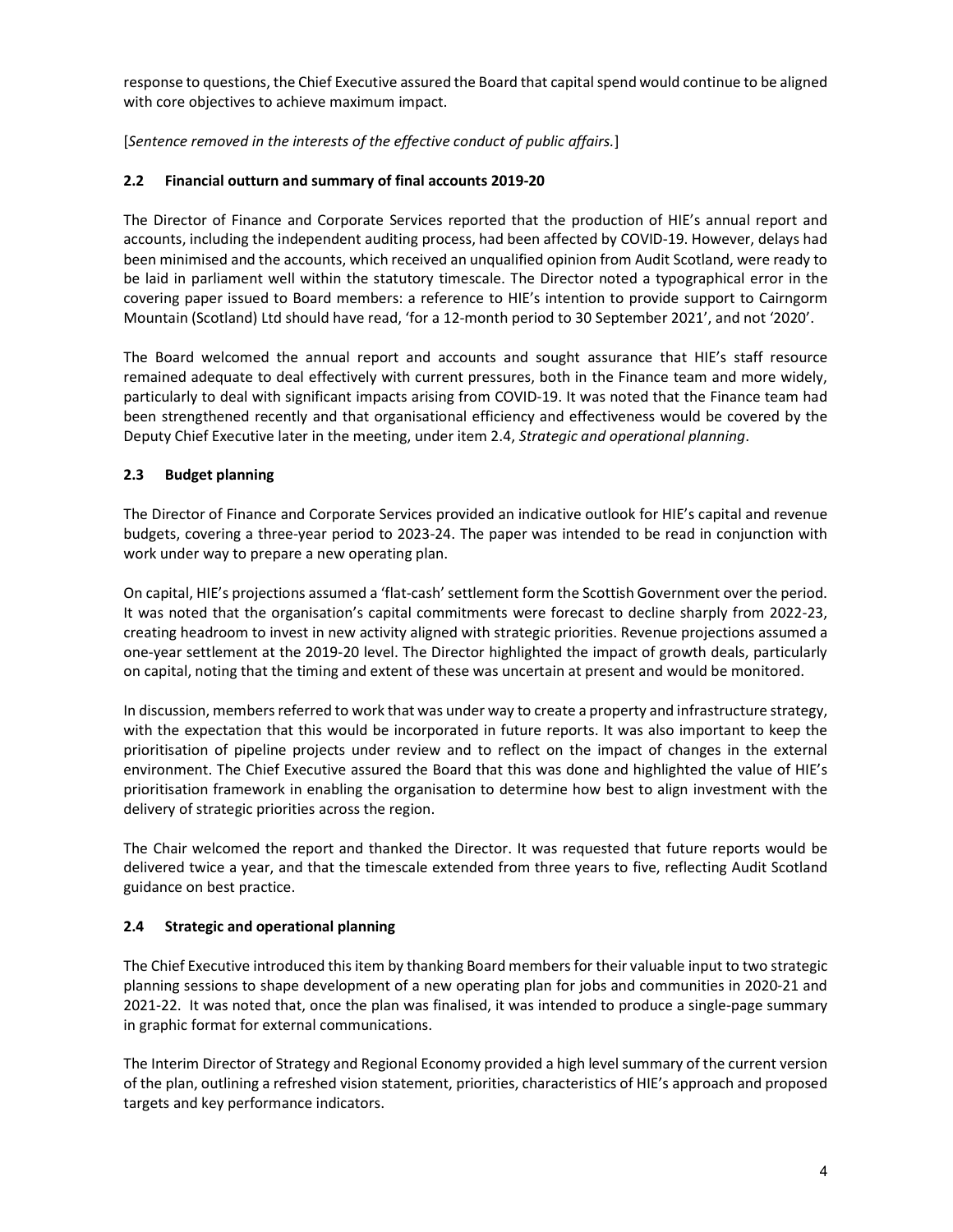response to questions, the Chief Executive assured the Board that capital spend would continue to be aligned with core objectives to achieve maximum impact.

[*Sentence removed in the interests of the effective conduct of public affairs.*]

### 2.2 Financial outturn and summary of final accounts 2019-20

The Director of Finance and Corporate Services reported that the production of HIE's annual report and accounts, including the independent auditing process, had been affected by COVID-19. However, delays had been minimised and the accounts, which received an unqualified opinion from Audit Scotland, were ready to be laid in parliament well within the statutory timescale. The Director noted a typographical error in the covering paper issued to Board members: a reference to HIE's intention to provide support to Cairngorm Mountain (Scotland) Ltd should have read, 'for a 12-month period to 30 September 2021', and not '2020'.

The Board welcomed the annual report and accounts and sought assurance that HIE's staff resource remained adequate to deal effectively with current pressures, both in the Finance team and more widely, particularly to deal with significant impacts arising from COVID-19. It was noted that the Finance team had been strengthened recently and that organisational efficiency and effectiveness would be covered by the Deputy Chief Executive later in the meeting, under item 2.4, *Strategic and operational planning*.

### 2.3 Budget planning

The Director of Finance and Corporate Services provided an indicative outlook for HIE's capital and revenue budgets, covering a three-year period to 2023-24. The paper was intended to be read in conjunction with work under way to prepare a new operating plan.

On capital, HIE's projections assumed a 'flat-cash' settlement form the Scottish Government over the period. It was noted that the organisation's capital commitments were forecast to decline sharply from 2022-23, creating headroom to invest in new activity aligned with strategic priorities. Revenue projections assumed a one-year settlement at the 2019-20 level. The Director highlighted the impact of growth deals, particularly on capital, noting that the timing and extent of these was uncertain at present and would be monitored.

In discussion, members referred to work that was under way to create a property and infrastructure strategy, with the expectation that this would be incorporated in future reports. It was also important to keep the prioritisation of pipeline projects under review and to reflect on the impact of changes in the external environment. The Chief Executive assured the Board that this was done and highlighted the value of HIE's prioritisation framework in enabling the organisation to determine how best to align investment with the delivery of strategic priorities across the region.

The Chair welcomed the report and thanked the Director. It was requested that future reports would be delivered twice a year, and that the timescale extended from three years to five, reflecting Audit Scotland guidance on best practice.

### 2.4 Strategic and operational planning

The Chief Executive introduced this item by thanking Board members for their valuable input to two strategic planning sessions to shape development of a new operating plan for jobs and communities in 2020-21 and 2021-22. It was noted that, once the plan was finalised, it was intended to produce a single-page summary in graphic format for external communications.

The Interim Director of Strategy and Regional Economy provided a high level summary of the current version of the plan, outlining a refreshed vision statement, priorities, characteristics of HIE's approach and proposed targets and key performance indicators.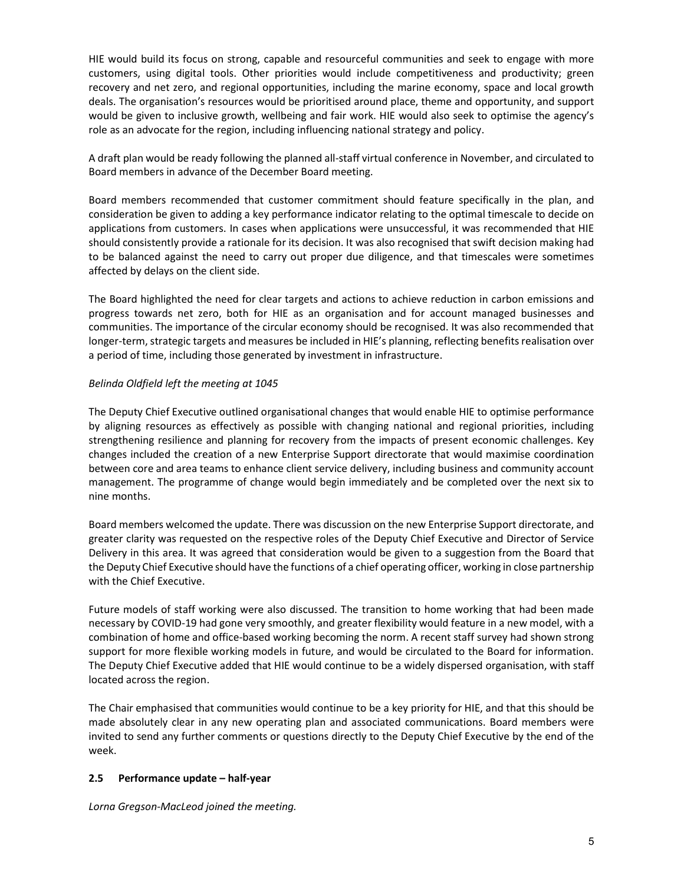HIE would build its focus on strong, capable and resourceful communities and seek to engage with more customers, using digital tools. Other priorities would include competitiveness and productivity; green recovery and net zero, and regional opportunities, including the marine economy, space and local growth deals. The organisation's resources would be prioritised around place, theme and opportunity, and support would be given to inclusive growth, wellbeing and fair work. HIE would also seek to optimise the agency's role as an advocate for the region, including influencing national strategy and policy.

A draft plan would be ready following the planned all-staff virtual conference in November, and circulated to Board members in advance of the December Board meeting.

Board members recommended that customer commitment should feature specifically in the plan, and consideration be given to adding a key performance indicator relating to the optimal timescale to decide on applications from customers. In cases when applications were unsuccessful, it was recommended that HIE should consistently provide a rationale for its decision. It was also recognised that swift decision making had to be balanced against the need to carry out proper due diligence, and that timescales were sometimes affected by delays on the client side.

The Board highlighted the need for clear targets and actions to achieve reduction in carbon emissions and progress towards net zero, both for HIE as an organisation and for account managed businesses and communities. The importance of the circular economy should be recognised. It was also recommended that longer-term, strategic targets and measures be included in HIE's planning, reflecting benefits realisation over a period of time, including those generated by investment in infrastructure.

*Belinda Oldfield left the meeting at 1045*

The Deputy Chief Executive outlined organisational changes that would enable HIE to optimise performance by aligning resources as effectively as possible with changing national and regional priorities, including strengthening resilience and planning for recovery from the impacts of present economic challenges. Key changes included the creation of a new Enterprise Support directorate that would maximise coordination between core and area teams to enhance client service delivery, including business and community account management. The programme of change would begin immediately and be completed over the next six to nine months.

Board members welcomed the update. There was discussion on the new Enterprise Support directorate, and greater clarity was requested on the respective roles of the Deputy Chief Executive and Director of Service Delivery in this area. It was agreed that consideration would be given to a suggestion from the Board that the Deputy Chief Executive should have the functions of a chief operating officer, working in close partnership with the Chief Executive.

Future models of staff working were also discussed. The transition to home working that had been made necessary by COVID-19 had gone very smoothly, and greater flexibility would feature in a new model, with a combination of home and office-based working becoming the norm. A recent staff survey had shown strong support for more flexible working models in future, and would be circulated to the Board for information. The Deputy Chief Executive added that HIE would continue to be a widely dispersed organisation, with staff located across the region.

The Chair emphasised that communities would continue to be a key priority for HIE, and that this should be made absolutely clear in any new operating plan and associated communications. Board members were invited to send any further comments or questions directly to the Deputy Chief Executive by the end of the week.

### 2.5 Performance update – half-year

*Lorna Gregson-MacLeod joined the meeting.*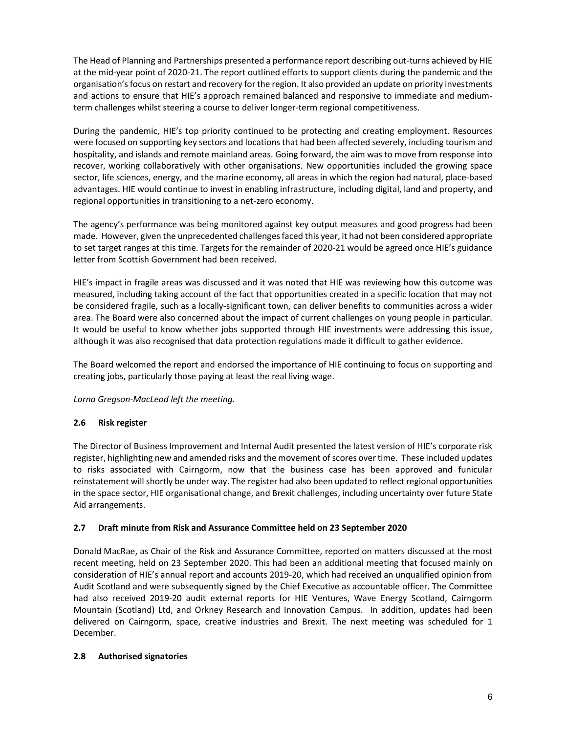The Head of Planning and Partnerships presented a performance report describing out-turns achieved by HIE at the mid-year point of 2020-21. The report outlined efforts to support clients during the pandemic and the organisation's focus on restart and recovery for the region. It also provided an update on priority investments and actions to ensure that HIE's approach remained balanced and responsive to immediate and medium-term challenges whilst steering a course to deliver longer-term regional competitiveness.

During the pandemic, HIE's top priority continued to be protecting and creating employment. Resources were focused on supporting key sectors and locations that had been affected severely, including tourism and hospitality, and islands and remote mainland areas. Going forward, the aim was to move from response into recover, working collaboratively with other organisations. New opportunities included the growing space sector, life sciences, energy, and the marine economy, all areas in which the region had natural, place-based advantages. HIE would continue to invest in enabling infrastructure, including digital, land and property, and regional opportunities in transitioning to a net-zero economy.

The agency's performance was being monitored against key output measures and good progress had been made. However, given the unprecedented challenges faced this year, it had not been considered appropriate to set target ranges at this time. Targets for the remainder of 2020-21 would be agreed once HIE's guidance letter from Scottish Government had been received.

HIE's impact in fragile areas was discussed and it was noted that HIE was reviewing how this outcome was measured, including taking account of the fact that opportunities created in a specific location that may not be considered fragile, such as a locally-significant town, can deliver benefits to communities across a wider area. The Board were also concerned about the impact of current challenges on young people in particular. It would be useful to know whether jobs supported through HIE investments were addressing this issue, although it was also recognised that data protection regulations made it difficult to gather evidence.

The Board welcomed the report and endorsed the importance of HIE continuing to focus on supporting and creating jobs, particularly those paying at least the real living wage.

*Lorna Gregson-MacLeod left the meeting.*

### 2.6 Risk register

The Director of Business Improvement and Internal Audit presented the latest version of HIE's corporate risk register, highlighting new and amended risks and the movement of scores over time. These included updates to risks associated with Cairngorm, now that the business case has been approved and funicular reinstatement will shortly be under way. The register had also been updated to reflect regional opportunities in the space sector, HIE organisational change, and Brexit challenges, including uncertainty over future State Aid arrangements.

### 2.7 Draft minute from Risk and Assurance Committee held on 23 September 2020

Donald MacRae, as Chair of the Risk and Assurance Committee, reported on matters discussed at the most recent meeting, held on 23 September 2020. This had been an additional meeting that focused mainly on consideration of HIE's annual report and accounts 2019-20, which had received an unqualified opinion from Audit Scotland and were subsequently signed by the Chief Executive as accountable officer. The Committee had also received 2019-20 audit external reports for HIE Ventures, Wave Energy Scotland, Cairngorm Mountain (Scotland) Ltd, and Orkney Research and Innovation Campus. In addition, updates had been delivered on Cairngorm, space, creative industries and Brexit. The next meeting was scheduled for 1 December.

### 2.8 Authorised signatories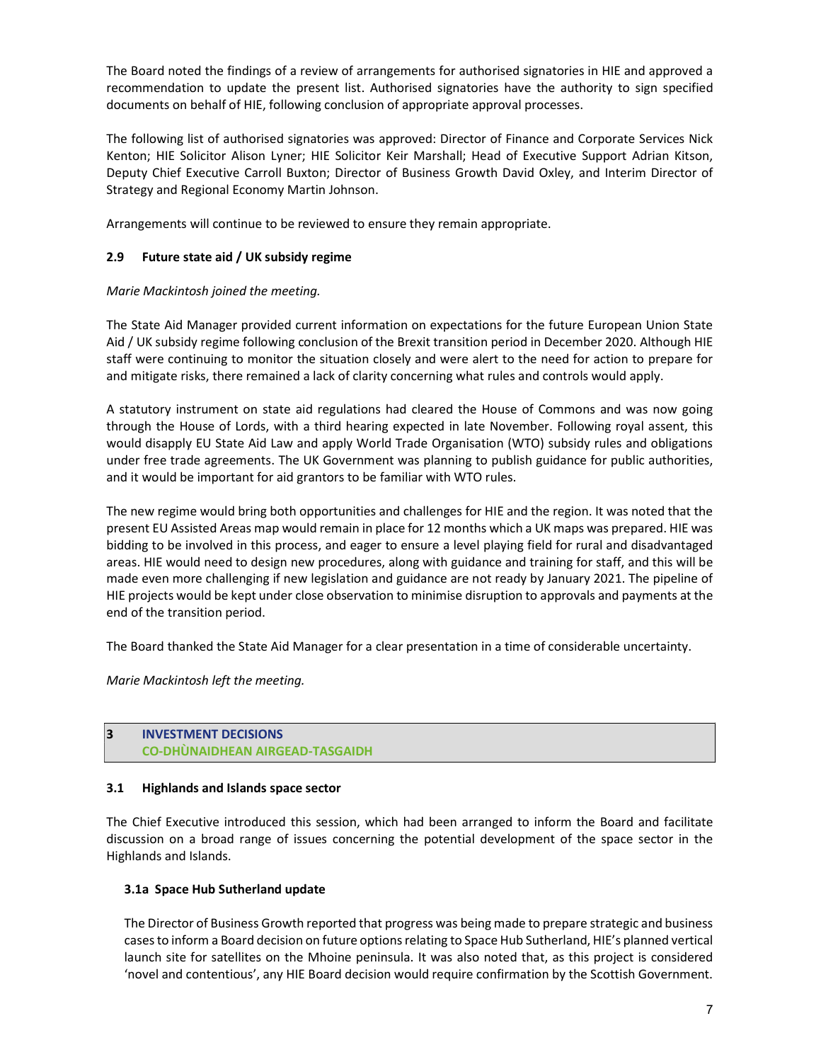The Board noted the findings of a review of arrangements for authorised signatories in HIE and approved a recommendation to update the present list. Authorised signatories have the authority to sign specified documents on behalf of HIE, following conclusion of appropriate approval processes.

The following list of authorised signatories was approved: Director of Finance and Corporate Services Nick Kenton; HIE Solicitor Alison Lyner; HIE Solicitor Keir Marshall; Head of Executive Support Adrian Kitson, Deputy Chief Executive Carroll Buxton; Director of Business Growth David Oxley, and Interim Director of Strategy and Regional Economy Martin Johnson.

Arrangements will continue to be reviewed to ensure they remain appropriate.

### 2.9 Future state aid / UK subsidy regime

*Marie Mackintosh joined the meeting.*

The State Aid Manager provided current information on expectations for the future European Union State Aid / UK subsidy regime following conclusion of the Brexit transition period in December 2020. Although HIE staff were continuing to monitor the situation closely and were alert to the need for action to prepare for and mitigate risks, there remained a lack of clarity concerning what rules and controls would apply.

A statutory instrument on state aid regulations had cleared the House of Commons and was now going through the House of Lords, with a third hearing expected in late November. Following royal assent, this would disapply EU State Aid Law and apply World Trade Organisation (WTO) subsidy rules and obligations under free trade agreements. The UK Government was planning to publish guidance for public authorities, and it would be important for aid grantors to be familiar with WTO rules.

The new regime would bring both opportunities and challenges for HIE and the region. It was noted that the present EU Assisted Areas map would remain in place for 12 months which a UK maps was prepared. HIE was bidding to be involved in this process, and eager to ensure a level playing field for rural and disadvantaged areas. HIE would need to design new procedures, along with guidance and training for staff, and this will be made even more challenging if new legislation and guidance are not ready by January 2021. The pipeline of HIE projects would be kept under close observation to minimise disruption to approvals and payments at the end of the transition period.

The Board thanked the State Aid Manager for a clear presentation in a time of considerable uncertainty.

*Marie Mackintosh left the meeting.*

## 3 INVESTMENT DECISIONS
## CO-DHÙNAIDHEAN AIRGEAD-TASGAIDH

### 3.1 Highlands and Islands space sector

The Chief Executive introduced this session, which had been arranged to inform the Board and facilitate discussion on a broad range of issues concerning the potential development of the space sector in the Highlands and Islands.

#### 3.1a Space Hub Sutherland update

The Director of Business Growth reported that progress was being made to prepare strategic and business cases to inform a Board decision on future options relating to Space Hub Sutherland, HIE's planned vertical launch site for satellites on the Mhoine peninsula. It was also noted that, as this project is considered 'novel and contentious', any HIE Board decision would require confirmation by the Scottish Government.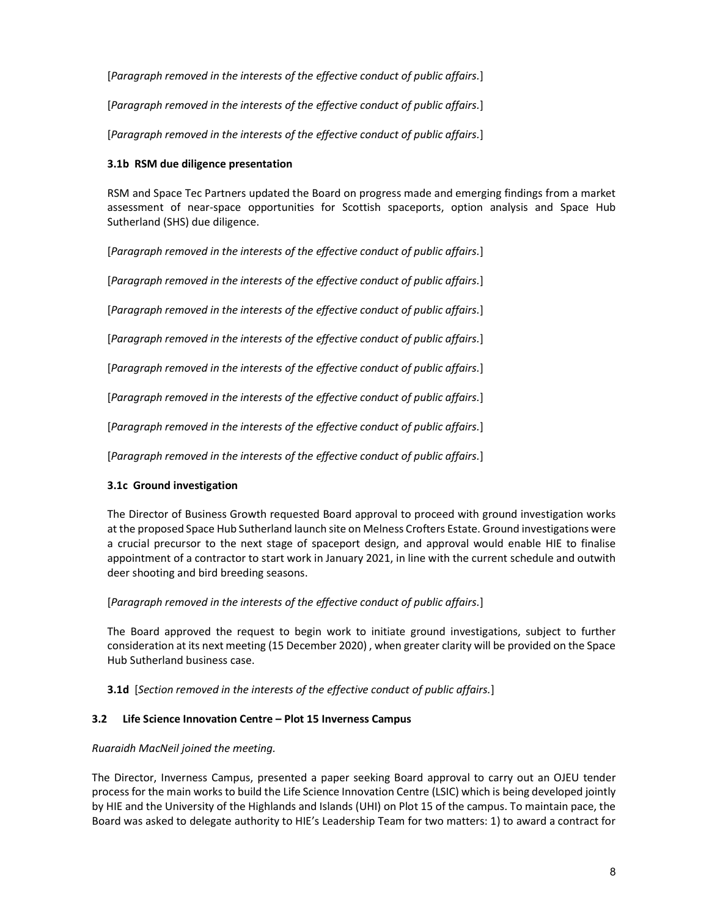[*Paragraph removed in the interests of the effective conduct of public affairs.*]

[*Paragraph removed in the interests of the effective conduct of public affairs.*]

[*Paragraph removed in the interests of the effective conduct of public affairs.*]

### 3.1b RSM due diligence presentation

RSM and Space Tec Partners updated the Board on progress made and emerging findings from a market assessment of near-space opportunities for Scottish spaceports, option analysis and Space Hub Sutherland (SHS) due diligence.

[*Paragraph removed in the interests of the effective conduct of public affairs.*]

[*Paragraph removed in the interests of the effective conduct of public affairs.*]

[*Paragraph removed in the interests of the effective conduct of public affairs.*]

[*Paragraph removed in the interests of the effective conduct of public affairs.*]

[*Paragraph removed in the interests of the effective conduct of public affairs.*]

[*Paragraph removed in the interests of the effective conduct of public affairs.*]

[*Paragraph removed in the interests of the effective conduct of public affairs.*]

[*Paragraph removed in the interests of the effective conduct of public affairs.*]

### 3.1c Ground investigation

The Director of Business Growth requested Board approval to proceed with ground investigation works at the proposed Space Hub Sutherland launch site on Melness Crofters Estate. Ground investigations were a crucial precursor to the next stage of spaceport design, and approval would enable HIE to finalise appointment of a contractor to start work in January 2021, in line with the current schedule and outwith deer shooting and bird breeding seasons.

[*Paragraph removed in the interests of the effective conduct of public affairs.*]

The Board approved the request to begin work to initiate ground investigations, subject to further consideration at its next meeting (15 December 2020) , when greater clarity will be provided on the Space Hub Sutherland business case.

**3.1d** [*Section removed in the interests of the effective conduct of public affairs.*]

### 3.2 Life Science Innovation Centre – Plot 15 Inverness Campus

*Ruaraidh MacNeil joined the meeting.*

The Director, Inverness Campus, presented a paper seeking Board approval to carry out an OJEU tender process for the main works to build the Life Science Innovation Centre (LSIC) which is being developed jointly by HIE and the University of the Highlands and Islands (UHI) on Plot 15 of the campus. To maintain pace, the Board was asked to delegate authority to HIE's Leadership Team for two matters: 1) to award a contract for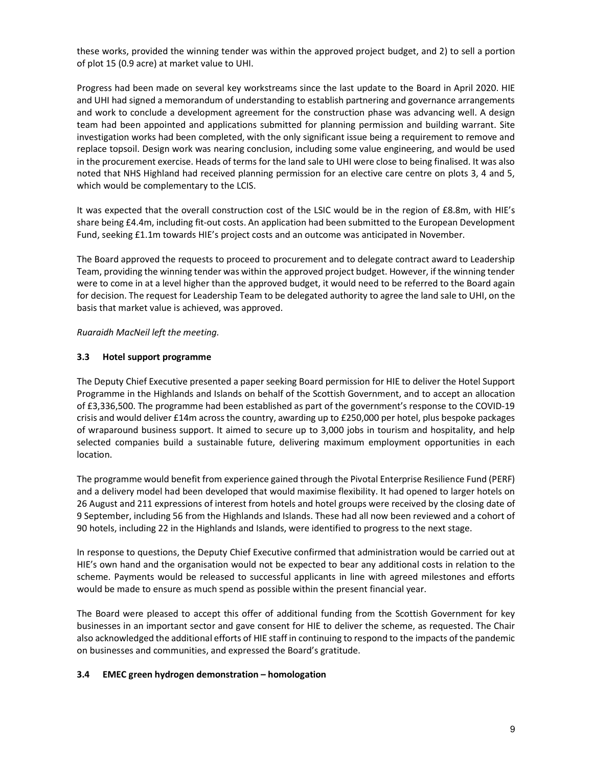these works, provided the winning tender was within the approved project budget, and 2) to sell a portion of plot 15 (0.9 acre) at market value to UHI.

Progress had been made on several key workstreams since the last update to the Board in April 2020. HIE and UHI had signed a memorandum of understanding to establish partnering and governance arrangements and work to conclude a development agreement for the construction phase was advancing well. A design team had been appointed and applications submitted for planning permission and building warrant. Site investigation works had been completed, with the only significant issue being a requirement to remove and replace topsoil. Design work was nearing conclusion, including some value engineering, and would be used in the procurement exercise. Heads of terms for the land sale to UHI were close to being finalised. It was also noted that NHS Highland had received planning permission for an elective care centre on plots 3, 4 and 5, which would be complementary to the LCIS.

It was expected that the overall construction cost of the LSIC would be in the region of £8.8m, with HIE's share being £4.4m, including fit-out costs. An application had been submitted to the European Development Fund, seeking £1.1m towards HIE's project costs and an outcome was anticipated in November.

The Board approved the requests to proceed to procurement and to delegate contract award to Leadership Team, providing the winning tender was within the approved project budget. However, if the winning tender were to come in at a level higher than the approved budget, it would need to be referred to the Board again for decision. The request for Leadership Team to be delegated authority to agree the land sale to UHI, on the basis that market value is achieved, was approved.

*Ruaraidh MacNeil left the meeting.*

### 3.3 Hotel support programme

The Deputy Chief Executive presented a paper seeking Board permission for HIE to deliver the Hotel Support Programme in the Highlands and Islands on behalf of the Scottish Government, and to accept an allocation of £3,336,500. The programme had been established as part of the government's response to the COVID-19 crisis and would deliver £14m across the country, awarding up to £250,000 per hotel, plus bespoke packages of wraparound business support. It aimed to secure up to 3,000 jobs in tourism and hospitality, and help selected companies build a sustainable future, delivering maximum employment opportunities in each location.

The programme would benefit from experience gained through the Pivotal Enterprise Resilience Fund (PERF) and a delivery model had been developed that would maximise flexibility. It had opened to larger hotels on 26 August and 211 expressions of interest from hotels and hotel groups were received by the closing date of 9 September, including 56 from the Highlands and Islands. These had all now been reviewed and a cohort of 90 hotels, including 22 in the Highlands and Islands, were identified to progress to the next stage.

In response to questions, the Deputy Chief Executive confirmed that administration would be carried out at HIE's own hand and the organisation would not be expected to bear any additional costs in relation to the scheme. Payments would be released to successful applicants in line with agreed milestones and efforts would be made to ensure as much spend as possible within the present financial year.

The Board were pleased to accept this offer of additional funding from the Scottish Government for key businesses in an important sector and gave consent for HIE to deliver the scheme, as requested. The Chair also acknowledged the additional efforts of HIE staff in continuing to respond to the impacts of the pandemic on businesses and communities, and expressed the Board's gratitude.

### 3.4 EMEC green hydrogen demonstration – homologation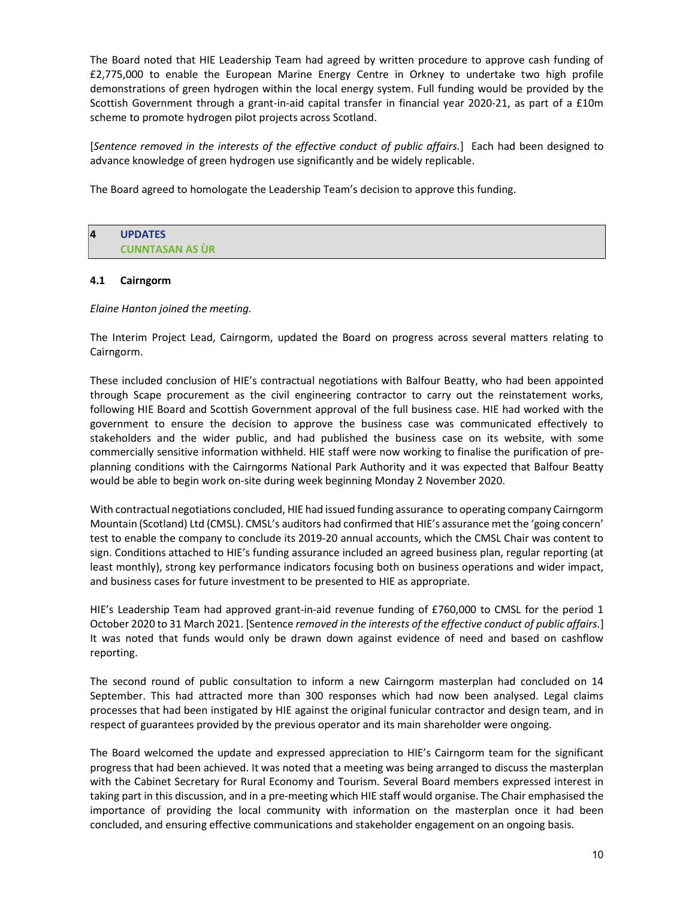The Board noted that HIE Leadership Team had agreed by written procedure to approve cash funding of £2,775,000 to enable the European Marine Energy Centre in Orkney to undertake two high profile demonstrations of green hydrogen within the local energy system. Full funding would be provided by the Scottish Government through a grant-in-aid capital transfer in financial year 2020-21, as part of a £10m scheme to promote hydrogen pilot projects across Scotland.

[*Sentence removed in the interests of the effective conduct of public affairs.*] Each had been designed to advance knowledge of green hydrogen use significantly and be widely replicable.

The Board agreed to homologate the Leadership Team's decision to approve this funding.

## 4 UPDATES
## CUNNTASAN AS ÙR

### 4.1 Cairngorm

*Elaine Hanton joined the meeting.*

The Interim Project Lead, Cairngorm, updated the Board on progress across several matters relating to Cairngorm.

These included conclusion of HIE's contractual negotiations with Balfour Beatty, who had been appointed through Scape procurement as the civil engineering contractor to carry out the reinstatement works, following HIE Board and Scottish Government approval of the full business case. HIE had worked with the government to ensure the decision to approve the business case was communicated effectively to stakeholders and the wider public, and had published the business case on its website, with some commercially sensitive information withheld. HIE staff were now working to finalise the purification of pre-planning conditions with the Cairngorms National Park Authority and it was expected that Balfour Beatty would be able to begin work on-site during week beginning Monday 2 November 2020.

With contractual negotiations concluded, HIE had issued funding assurance to operating company Cairngorm Mountain (Scotland) Ltd (CMSL). CMSL's auditors had confirmed that HIE's assurance met the 'going concern' test to enable the company to conclude its 2019-20 annual accounts, which the CMSL Chair was content to sign. Conditions attached to HIE's funding assurance included an agreed business plan, regular reporting (at least monthly), strong key performance indicators focusing both on business operations and wider impact, and business cases for future investment to be presented to HIE as appropriate.

HIE's Leadership Team had approved grant-in-aid revenue funding of £760,000 to CMSL for the period 1 October 2020 to 31 March 2021. [Sentence *removed in the interests of the effective conduct of public affairs.*] It was noted that funds would only be drawn down against evidence of need and based on cashflow reporting.

The second round of public consultation to inform a new Cairngorm masterplan had concluded on 14 September. This had attracted more than 300 responses which had now been analysed. Legal claims processes that had been instigated by HIE against the original funicular contractor and design team, and in respect of guarantees provided by the previous operator and its main shareholder were ongoing.

The Board welcomed the update and expressed appreciation to HIE's Cairngorm team for the significant progress that had been achieved. It was noted that a meeting was being arranged to discuss the masterplan with the Cabinet Secretary for Rural Economy and Tourism. Several Board members expressed interest in taking part in this discussion, and in a pre-meeting which HIE staff would organise. The Chair emphasised the importance of providing the local community with information on the masterplan once it had been concluded, and ensuring effective communications and stakeholder engagement on an ongoing basis.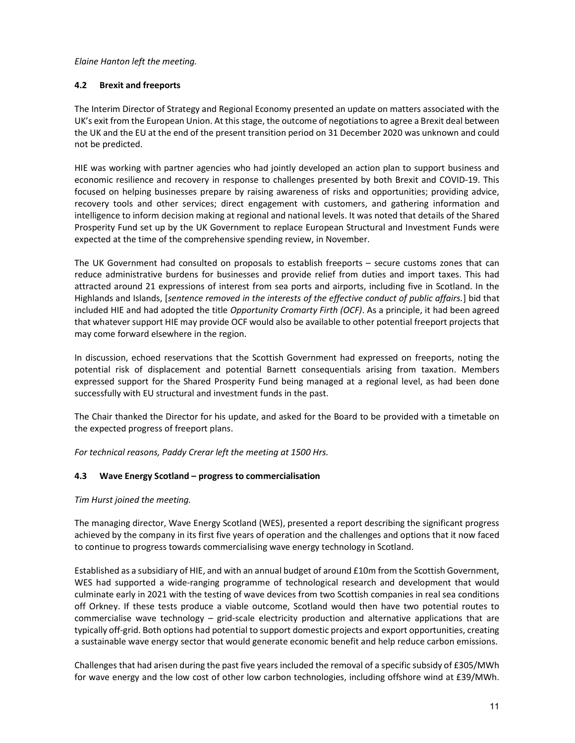*Elaine Hanton left the meeting.*

### 4.2 Brexit and freeports

The Interim Director of Strategy and Regional Economy presented an update on matters associated with the UK's exit from the European Union. At this stage, the outcome of negotiations to agree a Brexit deal between the UK and the EU at the end of the present transition period on 31 December 2020 was unknown and could not be predicted.

HIE was working with partner agencies who had jointly developed an action plan to support business and economic resilience and recovery in response to challenges presented by both Brexit and COVID-19. This focused on helping businesses prepare by raising awareness of risks and opportunities; providing advice, recovery tools and other services; direct engagement with customers, and gathering information and intelligence to inform decision making at regional and national levels. It was noted that details of the Shared Prosperity Fund set up by the UK Government to replace European Structural and Investment Funds were expected at the time of the comprehensive spending review, in November.

The UK Government had consulted on proposals to establish freeports – secure customs zones that can reduce administrative burdens for businesses and provide relief from duties and import taxes. This had attracted around 21 expressions of interest from sea ports and airports, including five in Scotland. In the Highlands and Islands, [*sentence removed in the interests of the effective conduct of public affairs.*] bid that included HIE and had adopted the title *Opportunity Cromarty Firth (OCF)*. As a principle, it had been agreed that whatever support HIE may provide OCF would also be available to other potential freeport projects that may come forward elsewhere in the region.

In discussion, echoed reservations that the Scottish Government had expressed on freeports, noting the potential risk of displacement and potential Barnett consequentials arising from taxation. Members expressed support for the Shared Prosperity Fund being managed at a regional level, as had been done successfully with EU structural and investment funds in the past.

The Chair thanked the Director for his update, and asked for the Board to be provided with a timetable on the expected progress of freeport plans.

*For technical reasons, Paddy Crerar left the meeting at 1500 Hrs.*

### 4.3 Wave Energy Scotland – progress to commercialisation

*Tim Hurst joined the meeting.*

The managing director, Wave Energy Scotland (WES), presented a report describing the significant progress achieved by the company in its first five years of operation and the challenges and options that it now faced to continue to progress towards commercialising wave energy technology in Scotland.

Established as a subsidiary of HIE, and with an annual budget of around £10m from the Scottish Government, WES had supported a wide-ranging programme of technological research and development that would culminate early in 2021 with the testing of wave devices from two Scottish companies in real sea conditions off Orkney. If these tests produce a viable outcome, Scotland would then have two potential routes to commercialise wave technology – grid-scale electricity production and alternative applications that are typically off-grid. Both options had potential to support domestic projects and export opportunities, creating a sustainable wave energy sector that would generate economic benefit and help reduce carbon emissions.

Challenges that had arisen during the past five years included the removal of a specific subsidy of £305/MWh for wave energy and the low cost of other low carbon technologies, including offshore wind at £39/MWh.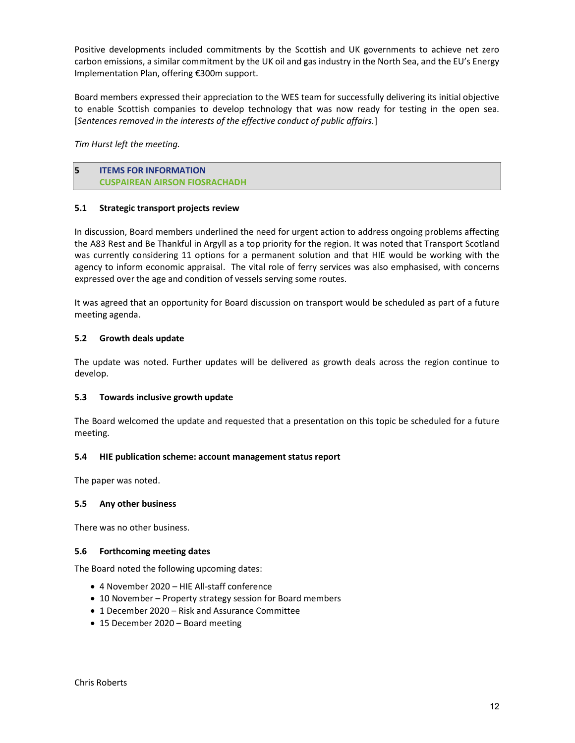Positive developments included commitments by the Scottish and UK governments to achieve net zero carbon emissions, a similar commitment by the UK oil and gas industry in the North Sea, and the EU's Energy Implementation Plan, offering €300m support.

Board members expressed their appreciation to the WES team for successfully delivering its initial objective to enable Scottish companies to develop technology that was now ready for testing in the open sea. [*Sentences removed in the interests of the effective conduct of public affairs.*]

*Tim Hurst left the meeting.*

## 5 ITEMS FOR INFORMATION
## CUSPAIREAN AIRSON FIOSRACHADH

### 5.1 Strategic transport projects review

In discussion, Board members underlined the need for urgent action to address ongoing problems affecting the A83 Rest and Be Thankful in Argyll as a top priority for the region. It was noted that Transport Scotland was currently considering 11 options for a permanent solution and that HIE would be working with the agency to inform economic appraisal. The vital role of ferry services was also emphasised, with concerns expressed over the age and condition of vessels serving some routes.

It was agreed that an opportunity for Board discussion on transport would be scheduled as part of a future meeting agenda.

### 5.2 Growth deals update

The update was noted. Further updates will be delivered as growth deals across the region continue to develop.

### 5.3 Towards inclusive growth update

The Board welcomed the update and requested that a presentation on this topic be scheduled for a future meeting.

### 5.4 HIE publication scheme: account management status report

The paper was noted.

### 5.5 Any other business

There was no other business.

### 5.6 Forthcoming meeting dates

The Board noted the following upcoming dates:

- 4 November 2020 – HIE All-staff conference
- 10 November – Property strategy session for Board members
- 1 December 2020 – Risk and Assurance Committee
- 15 December 2020 – Board meeting

Chris Roberts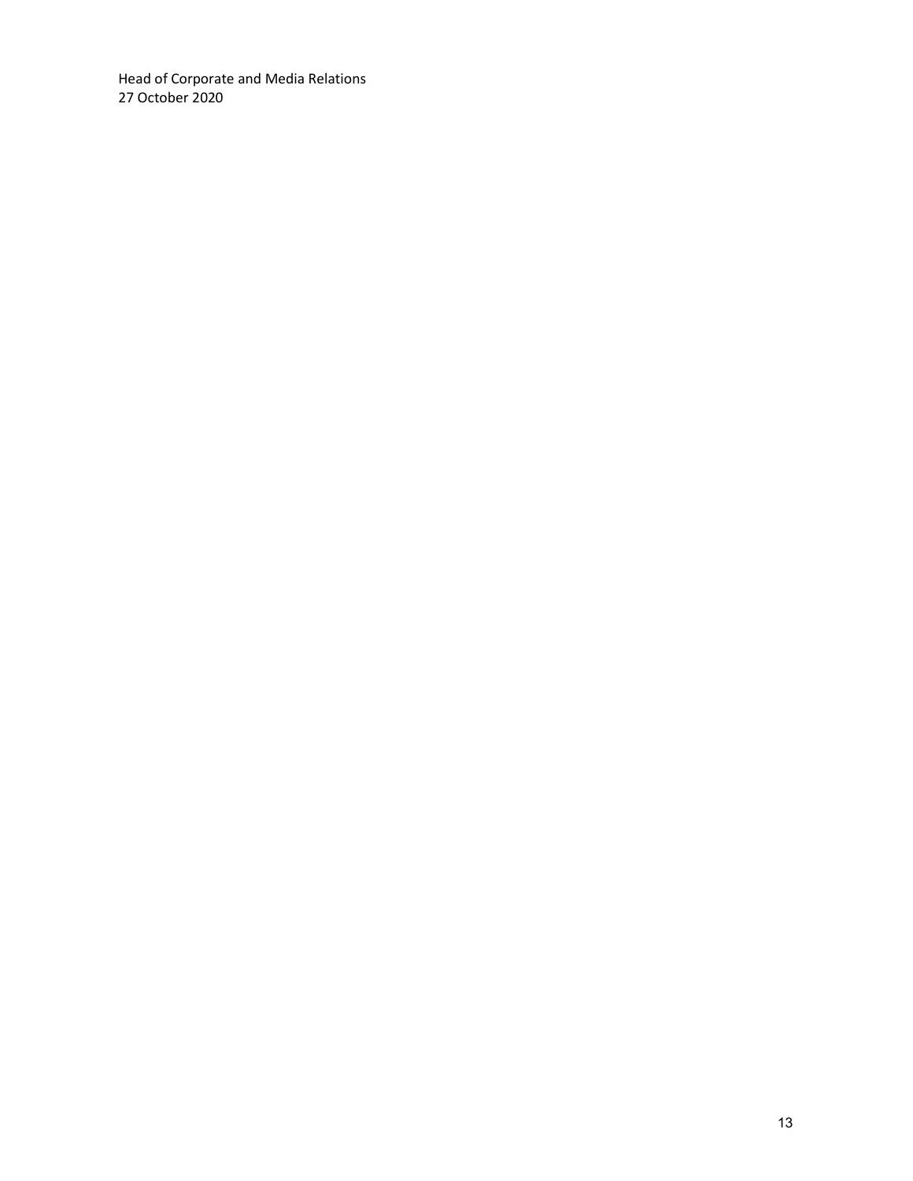Head of Corporate and Media Relations
27 October 2020